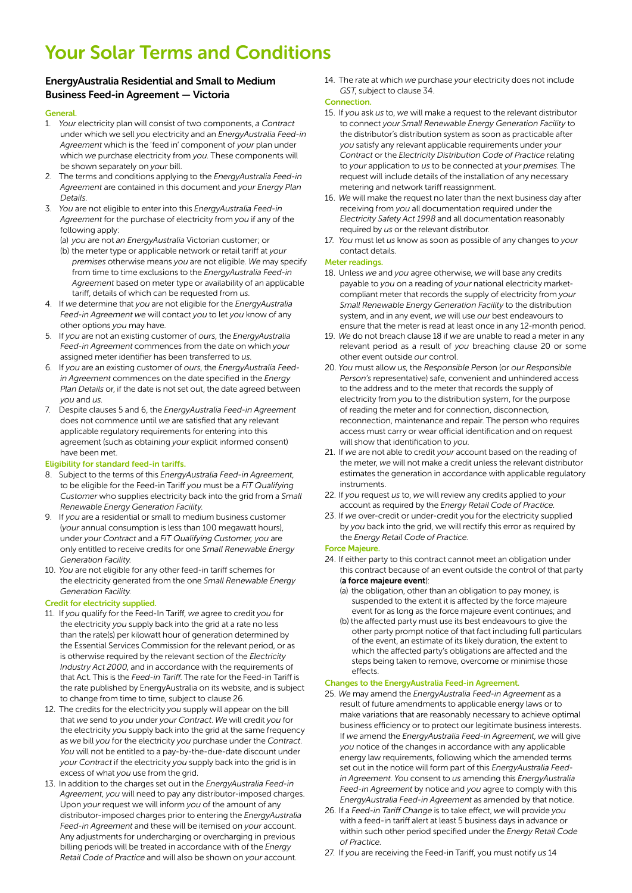# Your Solar Terms and Conditions

## EnergyAustralia Residential and Small to Medium Business Feed-in Agreement — Victoria

### General.

1. *Your* electricity plan will consist of two components, *a Contract* under which we sell *you* electricity and an *EnergyAustralia Feed-in Agreement* which is the 'feed in' component of *your* plan under which *we* purchase electricity from *you*. These components will be shown separately on *your* bill.
2. The terms and conditions applying to the *EnergyAustralia Feed-in Agreement* are contained in this document and *your Energy Plan Details*.
3. *You* are not eligible to enter into this *EnergyAustralia Feed-in Agreement* for the purchase of electricity from *you* if any of the following apply:
   (a) *you* are not *an EnergyAustralia* Victorian customer; or
   (b) the meter type or applicable network or retail tariff at *your premises* otherwise means *you* are not eligible. *We* may specify from time to time exclusions to the *EnergyAustralia Feed-in Agreement* based on meter type or availability of an applicable tariff, details of which can be requested from *us*.
4. If *we* determine that *you* are not eligible for the *EnergyAustralia Feed-in Agreement we* will contact *you* to let *you* know of any other options *you* may have.
5. If *you* are not an existing customer of *ours*, the *EnergyAustralia Feed-in Agreement* commences from the date on which *your* assigned meter identifier has been transferred to *us*.
6. If *you* are an existing customer of *ours*, the *EnergyAustralia Feed-in Agreement* commences on the date specified in the *Energy Plan Details* or, if the date is not set out, the date agreed between *you* and *us*.
7. Despite clauses 5 and 6, the *EnergyAustralia Feed-in Agreement* does not commence until *we* are satisfied that any relevant applicable regulatory requirements for entering into this agreement (such as obtaining *your* explicit informed consent) have been met.

### Eligibility for standard feed-in tariffs.

8. Subject to the terms of this *EnergyAustralia Feed-in Agreement*, to be eligible for the Feed-in Tariff *you* must be a *FiT Qualifying Customer* who supplies electricity back into the grid from a *Small Renewable Energy Generation Facility*.
9. If *you* are a residential or small to medium business customer (*your* annual consumption is less than 100 megawatt hours), under *your Contract* and a *FiT Qualifying Customer, you* are only entitled to receive credits for one *Small Renewable Energy Generation Facility*.
10. *You* are not eligible for any other feed-in tariff schemes for the electricity generated from the one *Small Renewable Energy Generation Facility*.

### Credit for electricity supplied.

11. If *you* qualify for the Feed-In Tariff, *we* agree to credit *you* for the electricity *you* supply back into the grid at a rate no less than the rate(s) per kilowatt hour of generation determined by the Essential Services Commission for the relevant period, or as is otherwise required by the relevant section of the *Electricity Industry Act 2000*, and in accordance with the requirements of that Act. This is the *Feed-in Tariff*. The rate for the Feed-in Tariff is the rate published by EnergyAustralia on its website, and is subject to change from time to time, subject to clause 26.
12. The credits for the electricity *you* supply will appear on the bill that *we* send to *you* under *your Contract*. *We* will credit *you* for the electricity *you* supply back into the grid at the same frequency as *we* bill *you* for the electricity *you* purchase under the *Contract*. *You* will not be entitled to a pay-by-the-due-date discount under *your Contract* if the electricity *you* supply back into the grid is in excess of what *you* use from the grid.
13. In addition to the charges set out in the *EnergyAustralia Feed-in Agreement, you* will need to pay any distributor-imposed charges. Upon *your* request we will inform *you* of the amount of any distributor-imposed charges prior to entering the *EnergyAustralia Feed-in Agreement* and these will be itemised on *your* account. Any adjustments for undercharging or overcharging in previous billing periods will be treated in accordance with of the *Energy Retail Code of Practice* and will also be shown on *your* account.
14. The rate at which *we* purchase *your* electricity does not include *GST*, subject to clause 34.

### Connection.

15. If *you* ask *us* to, *we* will make a request to the relevant distributor to connect *your Small Renewable Energy Generation Facility* to the distributor's distribution system as soon as practicable after *you* satisfy any relevant applicable requirements under *your Contract* or the *Electricity Distribution Code of Practice* relating to *your* application to *us* to be connected at *your premises*. The request will include details of the installation of any necessary metering and network tariff reassignment.
16. *We* will make the request no later than the next business day after receiving from *you* all documentation required under the *Electricity Safety Act 1998* and all documentation reasonably required by *us* or the relevant distributor.
17. *You* must let *us* know as soon as possible of any changes to *your* contact details.

### Meter readings.

18. Unless *we* and *you* agree otherwise, *we* will base any credits payable to *you* on a reading of *your* national electricity market-compliant meter that records the supply of electricity from *your Small Renewable Energy Generation Facility* to the distribution system, and in any event, *we* will use *our* best endeavours to ensure that the meter is read at least once in any 12-month period.
19. *We* do not breach clause 18 if *we* are unable to read a meter in any relevant period as a result of *you* breaching clause 20 or some other event outside *our* control.
20. *You* must allow *us*, the *Responsible Person* (or *our Responsible Person's* representative) safe, convenient and unhindered access to the address and to the meter that records the supply of electricity from *you* to the distribution system, for the purpose of reading the meter and for connection, disconnection, reconnection, maintenance and repair. The person who requires access must carry or wear official identification and on request will show that identification to *you*.
21. If *we* are not able to credit *your* account based on the reading of the meter, *we* will not make a credit unless the relevant distributor estimates the generation in accordance with applicable regulatory instruments.
22. If *you* request *us* to, *we* will review any credits applied to *your* account as required by the *Energy Retail Code of Practice*.
23. If *we* over-credit or under-credit you for the electricity supplied by *you* back into the grid, we will rectify this error as required by the *Energy Retail Code of Practice*.

### Force Majeure.

24. If either party to this contract cannot meet an obligation under this contract because of an event outside the control of that party (**a force majeure event**):
   (a) the obligation, other than an obligation to pay money, is suspended to the extent it is affected by the force majeure event for as long as the force majeure event continues; and
   (b) the affected party must use its best endeavours to give the other party prompt notice of that fact including full particulars of the event, an estimate of its likely duration, the extent to which the affected party's obligations are affected and the steps being taken to remove, overcome or minimise those effects.

### Changes to the EnergyAustralia Feed-in Agreement.

25. *We* may amend the *EnergyAustralia Feed-in Agreement* as a result of future amendments to applicable energy laws or to make variations that are reasonably necessary to achieve optimal business efficiency or to protect our legitimate business interests. If *we* amend the *EnergyAustralia Feed-in Agreement, we* will give *you* notice of the changes in accordance with any applicable energy law requirements, following which the amended terms set out in the notice will form part of this *EnergyAustralia Feed-in Agreement*. *You* consent to *us* amending this *EnergyAustralia Feed-in Agreement* by notice and *you* agree to comply with this *EnergyAustralia Feed-in Agreement* as amended by that notice.
26. If a *Feed-in Tariff Change* is to take effect, *we* will provide *you* with a feed-in tariff alert at least 5 business days in advance or within such other period specified under the *Energy Retail Code of Practice*.
27. If *you* are receiving the Feed-in Tariff, you must notify *us* 14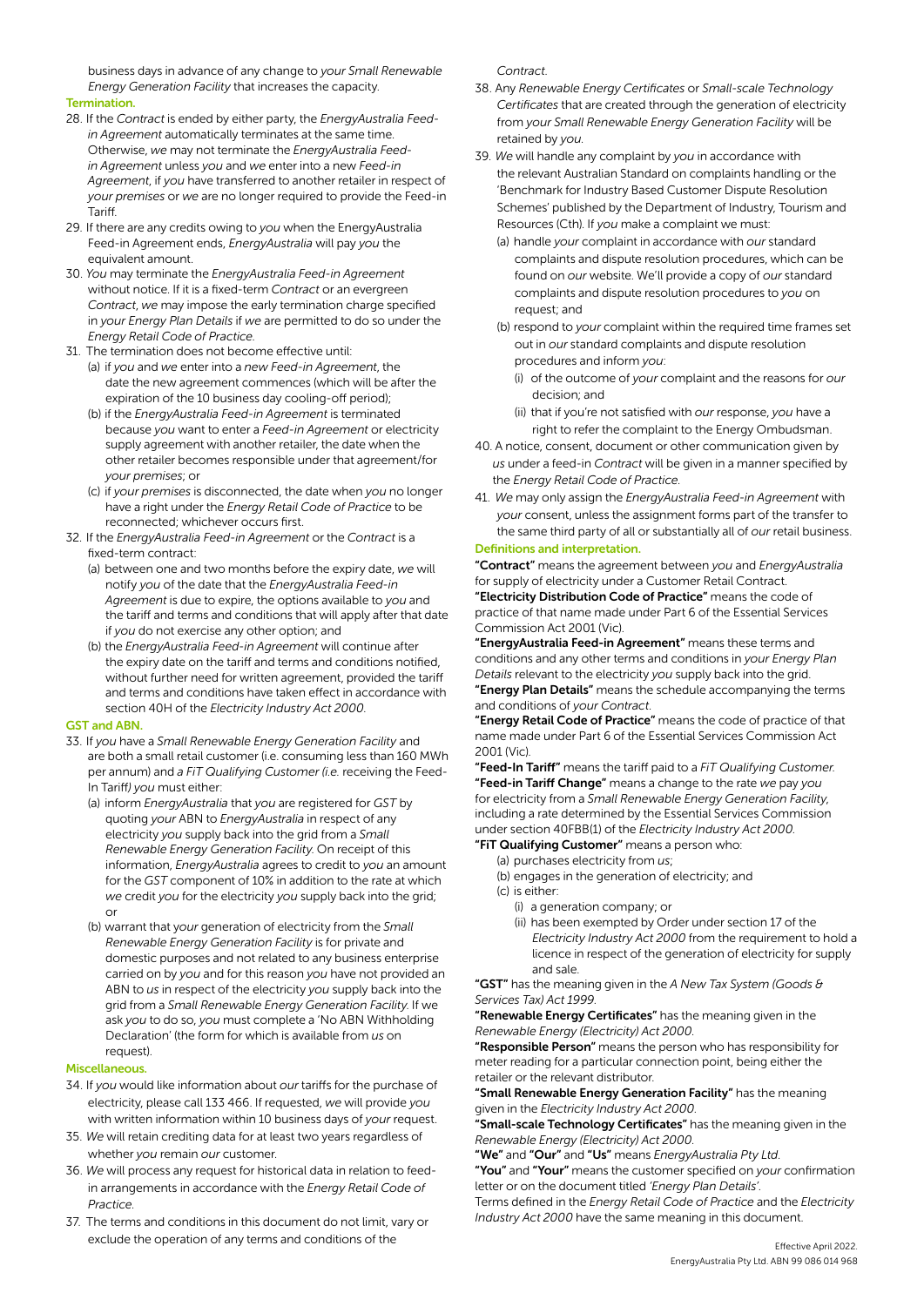business days in advance of any change to *your Small Renewable Energy Generation Facility* that increases the capacity.

### Termination.

28. If the *Contract* is ended by either party, the *EnergyAustralia Feed-in Agreement* automatically terminates at the same time. Otherwise, *we* may not terminate the *EnergyAustralia Feed-in Agreement* unless *you* and *we* enter into a new *Feed-in Agreement*, if *you* have transferred to another retailer in respect of *your premises* or *we* are no longer required to provide the Feed-in Tariff.
29. If there are any credits owing to *you* when the EnergyAustralia Feed-in Agreement ends, *EnergyAustralia* will pay *you* the equivalent amount.
30. *You* may terminate the *EnergyAustralia Feed-in Agreement* without notice. If it is a fixed-term *Contract* or an evergreen *Contract*, *we* may impose the early termination charge specified in *your Energy Plan Details* if *we* are permitted to do so under the *Energy Retail Code of Practice*.
31. The termination does not become effective until:
    (a) if *you* and *we* enter into a *new Feed-in Agreement*, the date the new agreement commences (which will be after the expiration of the 10 business day cooling-off period);
    (b) if the *EnergyAustralia Feed-in Agreement* is terminated because *you* want to enter a *Feed-in Agreement* or electricity supply agreement with another retailer, the date when the other retailer becomes responsible under that agreement/for *your premises*; or
    (c) if *your premises* is disconnected, the date when *you* no longer have a right under the *Energy Retail Code of Practice* to be reconnected; whichever occurs first.
32. If the *EnergyAustralia Feed-in Agreement* or the *Contract* is a fixed-term contract:
    (a) between one and two months before the expiry date, *we* will notify *you* of the date that the *EnergyAustralia Feed-in Agreement* is due to expire, the options available to *you* and the tariff and terms and conditions that will apply after that date if *you* do not exercise any other option; and
    (b) the *EnergyAustralia Feed-in Agreement* will continue after the expiry date on the tariff and terms and conditions notified, without further need for written agreement, provided the tariff and terms and conditions have taken effect in accordance with section 40H of the *Electricity Industry Act 2000*.

### GST and ABN.

33. If *you* have a *Small Renewable Energy Generation Facility* and are both a small retail customer (i.e. consuming less than 160 MWh per annum) and *a FiT Qualifying Customer (i.e.* receiving the Feed-In Tariff*) you* must either:
    (a) inform *EnergyAustralia* that *you* are registered for *GST* by quoting *your* ABN to *EnergyAustralia* in respect of any electricity *you* supply back into the grid from a *Small Renewable Energy Generation Facility*. On receipt of this information, *EnergyAustralia* agrees to credit to *you* an amount for the *GST* component of 10% in addition to the rate at which *we* credit *you* for the electricity *you* supply back into the grid; or
    (b) warrant that *your* generation of electricity from the *Small Renewable Energy Generation Facility* is for private and domestic purposes and not related to any business enterprise carried on by *you* and for this reason *you* have not provided an ABN to *us* in respect of the electricity *you* supply back into the grid from a *Small Renewable Energy Generation Facility*. If we ask *you* to do so, *you* must complete a 'No ABN Withholding Declaration' (the form for which is available from *us* on request).

### Miscellaneous.

34. If *you* would like information about *our* tariffs for the purchase of electricity, please call 133 466. If requested, *we* will provide *you* with written information within 10 business days of *your* request.
35. *We* will retain crediting data for at least two years regardless of whether *you* remain *our* customer.
36. *We* will process any request for historical data in relation to feed-in arrangements in accordance with the *Energy Retail Code of Practice*.
37. The terms and conditions in this document do not limit, vary or exclude the operation of any terms and conditions of the *Contract*.
38. Any *Renewable Energy Certificates* or *Small-scale Technology Certificates* that are created through the generation of electricity from *your Small Renewable Energy Generation Facility* will be retained by *you*.
39. *We* will handle any complaint by *you* in accordance with the relevant Australian Standard on complaints handling or the 'Benchmark for Industry Based Customer Dispute Resolution Schemes' published by the Department of Industry, Tourism and Resources (Cth). If *you* make a complaint we must:
    (a) handle *your* complaint in accordance with *our* standard complaints and dispute resolution procedures, which can be found on *our* website. We'll provide a copy of *our* standard complaints and dispute resolution procedures to *you* on request; and
    (b) respond to *your* complaint within the required time frames set out in *our* standard complaints and dispute resolution procedures and inform *you*:
        (i) of the outcome of *your* complaint and the reasons for *our* decision; and
        (ii) that if you're not satisfied with *our* response, *you* have a right to refer the complaint to the Energy Ombudsman.
40. A notice, consent, document or other communication given by *us* under a feed-in *Contract* will be given in a manner specified by the *Energy Retail Code of Practice*.
41. *We* may only assign the *EnergyAustralia Feed-in Agreement* with *your* consent, unless the assignment forms part of the transfer to the same third party of all or substantially all of *our* retail business.

### Definitions and interpretation.

**"Contract"** means the agreement between *you* and *EnergyAustralia* for supply of electricity under a Customer Retail Contract.

**"Electricity Distribution Code of Practice"** means the code of practice of that name made under Part 6 of the Essential Services Commission Act 2001 (Vic).

**"EnergyAustralia Feed-in Agreement"** means these terms and conditions and any other terms and conditions in *your Energy Plan Details* relevant to the electricity *you* supply back into the grid.

**"Energy Plan Details"** means the schedule accompanying the terms and conditions of *your Contract*.

**"Energy Retail Code of Practice"** means the code of practice of that name made under Part 6 of the Essential Services Commission Act 2001 (Vic).

**"Feed-In Tariff"** means the tariff paid to a *FiT Qualifying Customer.*

**"Feed-In Tariff Change"** means a change to the rate *we* pay *you* for electricity from a *Small Renewable Energy Generation Facility*, including a rate determined by the Essential Services Commission under section 40FBB(1) of the *Electricity Industry Act 2000*.

**"FiT Qualifying Customer"** means a person who:

(a) purchases electricity from *us*;
(b) engages in the generation of electricity; and
(c) is either:
    (i) a generation company; or
    (ii) has been exempted by Order under section 17 of the *Electricity Industry Act 2000* from the requirement to hold a licence in respect of the generation of electricity for supply and sale.

**"GST"** has the meaning given in the *A New Tax System (Goods & Services Tax) Act 1999*.

**"Renewable Energy Certificates"** has the meaning given in the *Renewable Energy (Electricity) Act 2000*.

**"Responsible Person"** means the person who has responsibility for meter reading for a particular connection point, being either the retailer or the relevant distributor.

**"Small Renewable Energy Generation Facility"** has the meaning given in the *Electricity Industry Act 2000*.

**"Small-scale Technology Certificates"** has the meaning given in the *Renewable Energy (Electricity) Act 2000*.

**"We"** and **"Our"** and **"Us"** means *EnergyAustralia Pty Ltd.*

**"You"** and **"Your"** means the customer specified on *your* confirmation letter or on the document titled *'Energy Plan Details'*.

Terms defined in the *Energy Retail Code of Practice* and the *Electricity Industry Act 2000* have the same meaning in this document.

Effective April 2022.
EnergyAustralia Pty Ltd. ABN 99 086 014 968